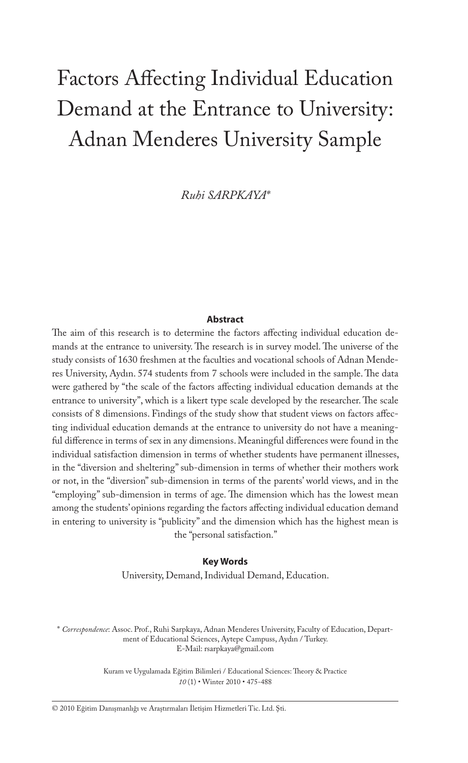# Factors Affecting Individual Education Demand at the Entrance to University: Adnan Menderes University Sample

*Ruhi SARPKAYA**

**Abstract**

The aim of this research is to determine the factors affecting individual education demands at the entrance to university. The research is in survey model. The universe of the study consists of 1630 freshmen at the faculties and vocational schools of Adnan Menderes University, Aydın. 574 students from 7 schools were included in the sample. The data were gathered by "the scale of the factors affecting individual education demands at the entrance to university", which is a likert type scale developed by the researcher. The scale consists of 8 dimensions. Findings of the study show that student views on factors affecting individual education demands at the entrance to university do not have a meaningful difference in terms of sex in any dimensions. Meaningful differences were found in the individual satisfaction dimension in terms of whether students have permanent illnesses, in the "diversion and sheltering" sub-dimension in terms of whether their mothers work or not, in the "diversion" sub-dimension in terms of the parents' world views, and in the "employing" sub-dimension in terms of age. The dimension which has the lowest mean among the students' opinions regarding the factors affecting individual education demand in entering to university is "publicity" and the dimension which has the highest mean is the "personal satisfaction."

**Key Words**

University, Demand, Individual Demand, Education.

\* *Correspondence*: Assoc. Prof., Ruhi Sarpkaya, Adnan Menderes University, Faculty of Education, Department of Educational Sciences, Aytepe Campuss, Aydın / Turkey.
E-Mail: rsarpkaya@gmail.com

Kuram ve Uygulamada Eğitim Bilimleri / Educational Sciences: Theory & Practice
*10* (1) • Winter 2010 • 475-488

© 2010 Eğitim Danışmanlığı ve Araştırmaları İletişim Hizmetleri Tic. Ltd. Şti.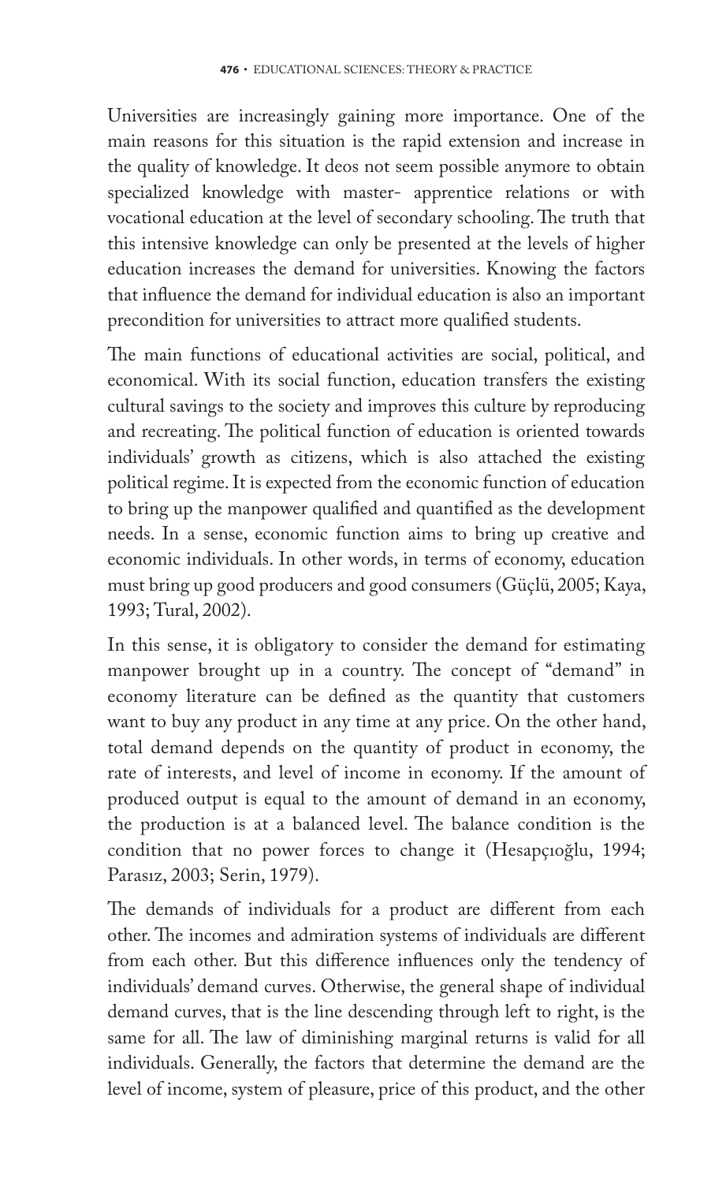Universities are increasingly gaining more importance. One of the main reasons for this situation is the rapid extension and increase in the quality of knowledge. It deos not seem possible anymore to obtain specialized knowledge with master- apprentice relations or with vocational education at the level of secondary schooling. The truth that this intensive knowledge can only be presented at the levels of higher education increases the demand for universities. Knowing the factors that influence the demand for individual education is also an important precondition for universities to attract more qualified students.

The main functions of educational activities are social, political, and economical. With its social function, education transfers the existing cultural savings to the society and improves this culture by reproducing and recreating. The political function of education is oriented towards individuals' growth as citizens, which is also attached the existing political regime. It is expected from the economic function of education to bring up the manpower qualified and quantified as the development needs. In a sense, economic function aims to bring up creative and economic individuals. In other words, in terms of economy, education must bring up good producers and good consumers (Güçlü, 2005; Kaya, 1993; Tural, 2002).

In this sense, it is obligatory to consider the demand for estimating manpower brought up in a country. The concept of "demand" in economy literature can be defined as the quantity that customers want to buy any product in any time at any price. On the other hand, total demand depends on the quantity of product in economy, the rate of interests, and level of income in economy. If the amount of produced output is equal to the amount of demand in an economy, the production is at a balanced level. The balance condition is the condition that no power forces to change it (Hesapçıoğlu, 1994; Parasız, 2003; Serin, 1979).

The demands of individuals for a product are different from each other. The incomes and admiration systems of individuals are different from each other. But this difference influences only the tendency of individuals' demand curves. Otherwise, the general shape of individual demand curves, that is the line descending through left to right, is the same for all. The law of diminishing marginal returns is valid for all individuals. Generally, the factors that determine the demand are the level of income, system of pleasure, price of this product, and the other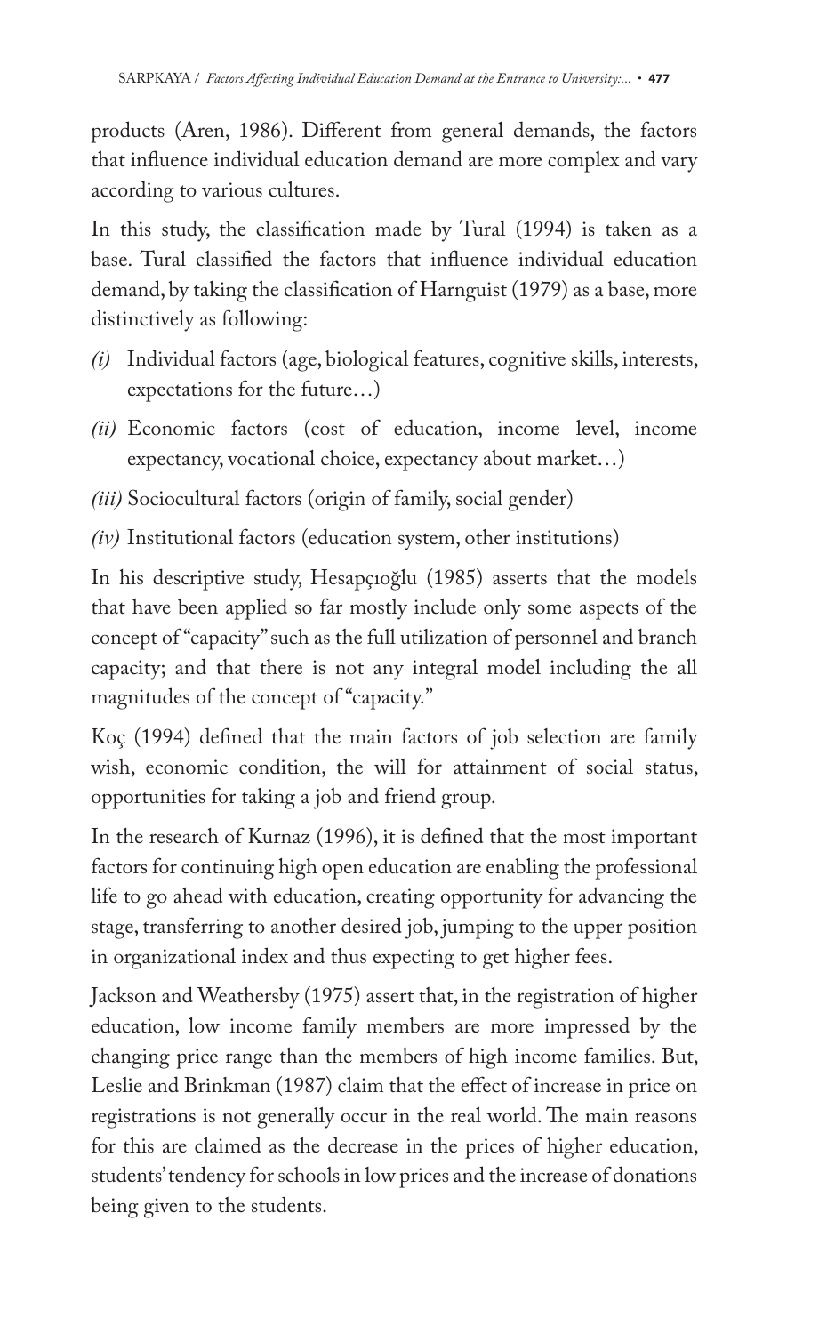products (Aren, 1986). Different from general demands, the factors that influence individual education demand are more complex and vary according to various cultures.

In this study, the classification made by Tural (1994) is taken as a base. Tural classified the factors that influence individual education demand, by taking the classification of Harnguist (1979) as a base, more distinctively as following:

- *(i)* Individual factors (age, biological features, cognitive skills, interests, expectations for the future…)
- *(ii)* Economic factors (cost of education, income level, income expectancy, vocational choice, expectancy about market…)
- *(iii)* Sociocultural factors (origin of family, social gender)
- *(iv)* Institutional factors (education system, other institutions)

In his descriptive study, Hesapçıoğlu (1985) asserts that the models that have been applied so far mostly include only some aspects of the concept of "capacity" such as the full utilization of personnel and branch capacity; and that there is not any integral model including the all magnitudes of the concept of "capacity."

Koç (1994) defined that the main factors of job selection are family wish, economic condition, the will for attainment of social status, opportunities for taking a job and friend group.

In the research of Kurnaz (1996), it is defined that the most important factors for continuing high open education are enabling the professional life to go ahead with education, creating opportunity for advancing the stage, transferring to another desired job, jumping to the upper position in organizational index and thus expecting to get higher fees.

Jackson and Weathersby (1975) assert that, in the registration of higher education, low income family members are more impressed by the changing price range than the members of high income families. But, Leslie and Brinkman (1987) claim that the effect of increase in price on registrations is not generally occur in the real world. The main reasons for this are claimed as the decrease in the prices of higher education, students' tendency for schools in low prices and the increase of donations being given to the students.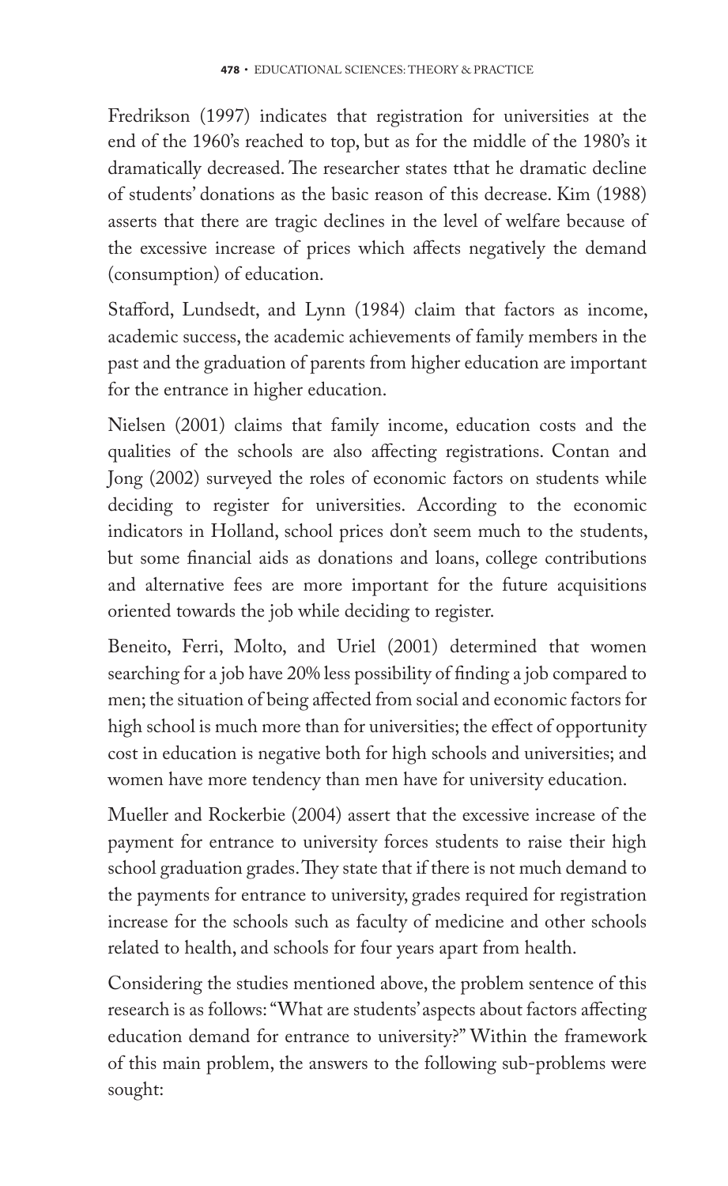Fredrikson (1997) indicates that registration for universities at the end of the 1960's reached to top, but as for the middle of the 1980's it dramatically decreased. The researcher states tthat he dramatic decline of students' donations as the basic reason of this decrease. Kim (1988) asserts that there are tragic declines in the level of welfare because of the excessive increase of prices which affects negatively the demand (consumption) of education.

Stafford, Lundsedt, and Lynn (1984) claim that factors as income, academic success, the academic achievements of family members in the past and the graduation of parents from higher education are important for the entrance in higher education.

Nielsen (2001) claims that family income, education costs and the qualities of the schools are also affecting registrations. Contan and Jong (2002) surveyed the roles of economic factors on students while deciding to register for universities. According to the economic indicators in Holland, school prices don't seem much to the students, but some financial aids as donations and loans, college contributions and alternative fees are more important for the future acquisitions oriented towards the job while deciding to register.

Beneito, Ferri, Molto, and Uriel (2001) determined that women searching for a job have 20% less possibility of finding a job compared to men; the situation of being affected from social and economic factors for high school is much more than for universities; the effect of opportunity cost in education is negative both for high schools and universities; and women have more tendency than men have for university education.

Mueller and Rockerbie (2004) assert that the excessive increase of the payment for entrance to university forces students to raise their high school graduation grades. They state that if there is not much demand to the payments for entrance to university, grades required for registration increase for the schools such as faculty of medicine and other schools related to health, and schools for four years apart from health.

Considering the studies mentioned above, the problem sentence of this research is as follows: "What are students' aspects about factors affecting education demand for entrance to university?" Within the framework of this main problem, the answers to the following sub-problems were sought: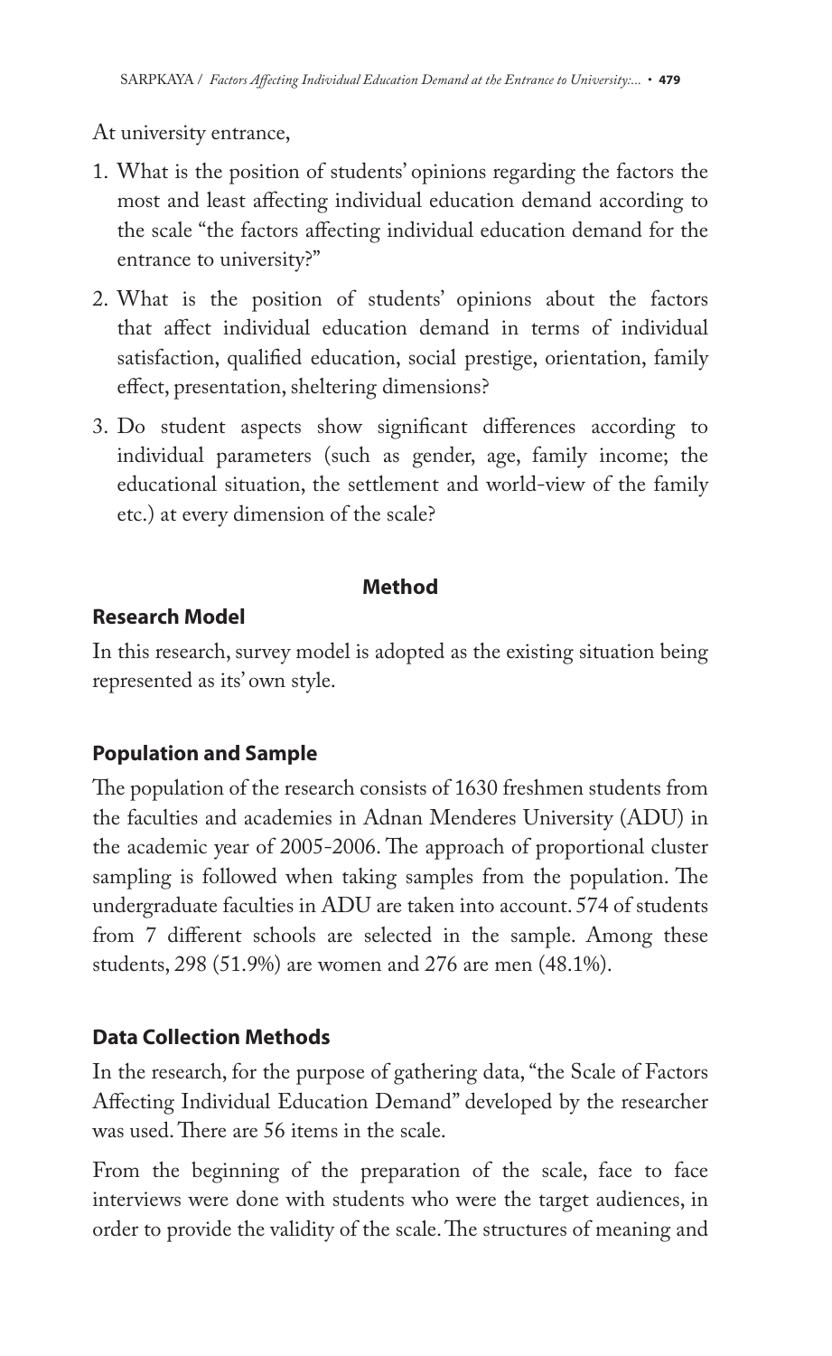At university entrance,

1. What is the position of students' opinions regarding the factors the most and least affecting individual education demand according to the scale "the factors affecting individual education demand for the entrance to university?"
2. What is the position of students' opinions about the factors that affect individual education demand in terms of individual satisfaction, qualified education, social prestige, orientation, family effect, presentation, sheltering dimensions?
3. Do student aspects show significant differences according to individual parameters (such as gender, age, family income; the educational situation, the settlement and world-view of the family etc.) at every dimension of the scale?

## Method

### Research Model

In this research, survey model is adopted as the existing situation being represented as its' own style.

### Population and Sample

The population of the research consists of 1630 freshmen students from the faculties and academies in Adnan Menderes University (ADU) in the academic year of 2005-2006. The approach of proportional cluster sampling is followed when taking samples from the population. The undergraduate faculties in ADU are taken into account. 574 of students from 7 different schools are selected in the sample. Among these students, 298 (51.9%) are women and 276 are men (48.1%).

### Data Collection Methods

In the research, for the purpose of gathering data, "the Scale of Factors Affecting Individual Education Demand" developed by the researcher was used. There are 56 items in the scale.

From the beginning of the preparation of the scale, face to face interviews were done with students who were the target audiences, in order to provide the validity of the scale. The structures of meaning and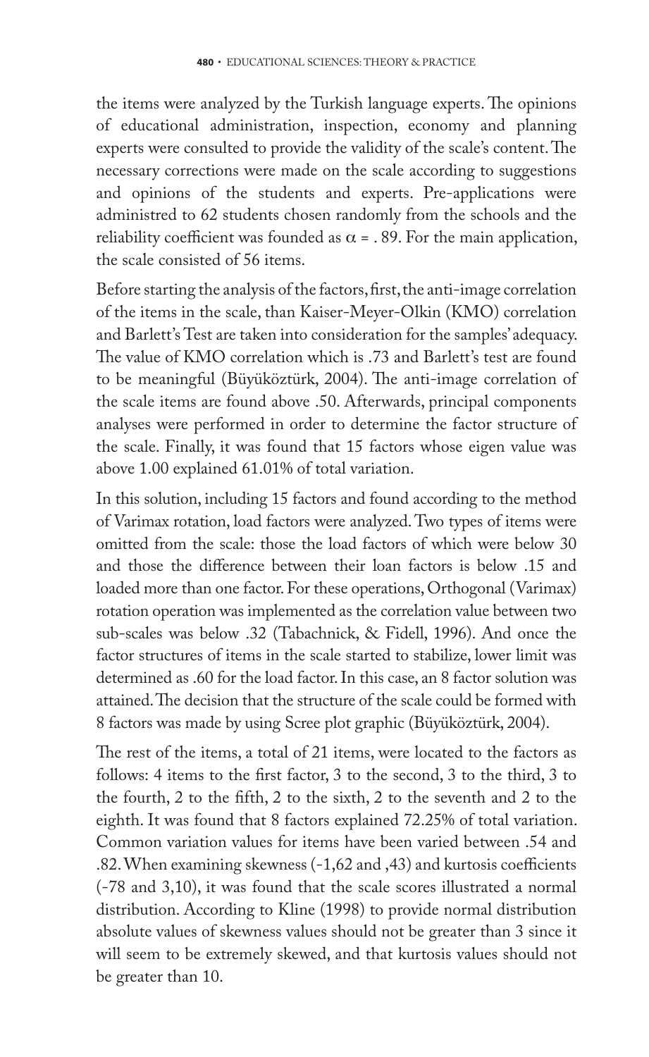the items were analyzed by the Turkish language experts. The opinions of educational administration, inspection, economy and planning experts were consulted to provide the validity of the scale's content. The necessary corrections were made on the scale according to suggestions and opinions of the students and experts. Pre-applications were administred to 62 students chosen randomly from the schools and the reliability coefficient was founded as $\alpha$ = . 89. For the main application, the scale consisted of 56 items.

Before starting the analysis of the factors, first, the anti-image correlation of the items in the scale, than Kaiser-Meyer-Olkin (KMO) correlation and Barlett's Test are taken into consideration for the samples' adequacy. The value of KMO correlation which is .73 and Barlett's test are found to be meaningful (Büyüköztürk, 2004). The anti-image correlation of the scale items are found above .50. Afterwards, principal components analyses were performed in order to determine the factor structure of the scale. Finally, it was found that 15 factors whose eigen value was above 1.00 explained 61.01% of total variation.

In this solution, including 15 factors and found according to the method of Varimax rotation, load factors were analyzed. Two types of items were omitted from the scale: those the load factors of which were below 30 and those the difference between their loan factors is below .15 and loaded more than one factor. For these operations, Orthogonal (Varimax) rotation operation was implemented as the correlation value between two sub-scales was below .32 (Tabachnick, & Fidell, 1996). And once the factor structures of items in the scale started to stabilize, lower limit was determined as .60 for the load factor. In this case, an 8 factor solution was attained. The decision that the structure of the scale could be formed with 8 factors was made by using Scree plot graphic (Büyüköztürk, 2004).

The rest of the items, a total of 21 items, were located to the factors as follows: 4 items to the first factor, 3 to the second, 3 to the third, 3 to the fourth, 2 to the fifth, 2 to the sixth, 2 to the seventh and 2 to the eighth. It was found that 8 factors explained 72.25% of total variation. Common variation values for items have been varied between .54 and .82. When examining skewness (-1,62 and ,43) and kurtosis coefficients (-78 and 3,10), it was found that the scale scores illustrated a normal distribution. According to Kline (1998) to provide normal distribution absolute values of skewness values should not be greater than 3 since it will seem to be extremely skewed, and that kurtosis values should not be greater than 10.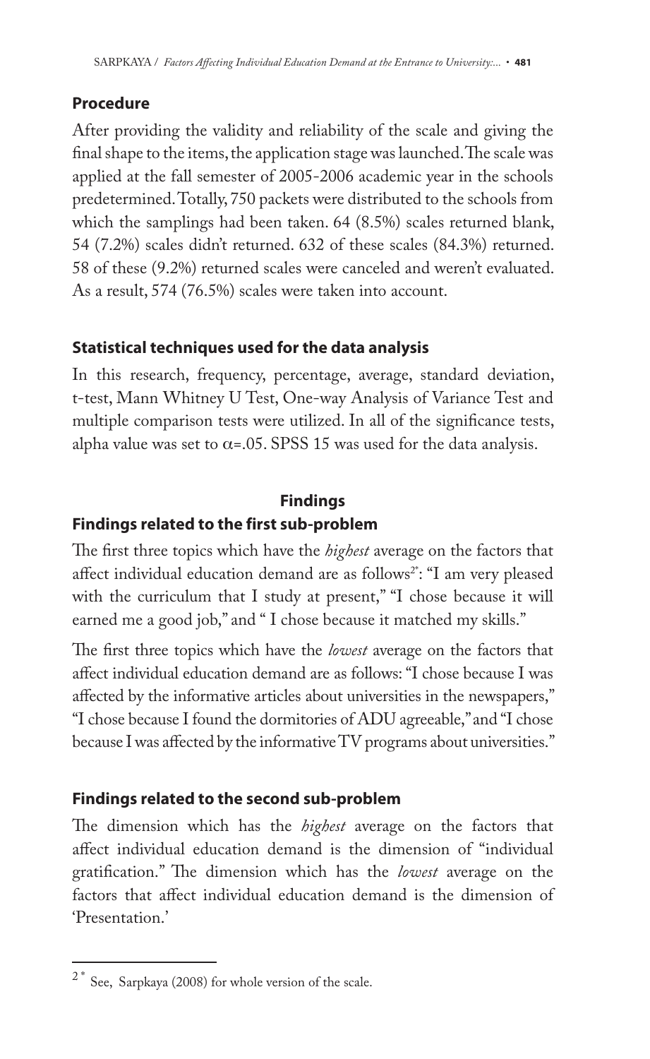## Procedure

After providing the validity and reliability of the scale and giving the final shape to the items, the application stage was launched. The scale was applied at the fall semester of 2005-2006 academic year in the schools predetermined. Totally, 750 packets were distributed to the schools from which the samplings had been taken. 64 (8.5%) scales returned blank, 54 (7.2%) scales didn't returned. 632 of these scales (84.3%) returned. 58 of these (9.2%) returned scales were canceled and weren't evaluated. As a result, 574 (76.5%) scales were taken into account.

## Statistical techniques used for the data analysis

In this research, frequency, percentage, average, standard deviation, t-test, Mann Whitney U Test, One-way Analysis of Variance Test and multiple comparison tests were utilized. In all of the significance tests, alpha value was set to $\alpha$=.05. SPSS 15 was used for the data analysis.

# Findings

## Findings related to the first sub-problem

The first three topics which have the *highest* average on the factors that affect individual education demand are as follows[2*]: "I am very pleased with the curriculum that I study at present," "I chose because it will earned me a good job," and " I chose because it matched my skills."

The first three topics which have the *lowest* average on the factors that affect individual education demand are as follows: "I chose because I was affected by the informative articles about universities in the newspapers," "I chose because I found the dormitories of ADU agreeable," and "I chose because I was affected by the informative TV programs about universities."

## Findings related to the second sub-problem

The dimension which has the *highest* average on the factors that affect individual education demand is the dimension of "individual gratification." The dimension which has the *lowest* average on the factors that affect individual education demand is the dimension of 'Presentation.'

---

[2*] See, Sarpkaya (2008) for whole version of the scale.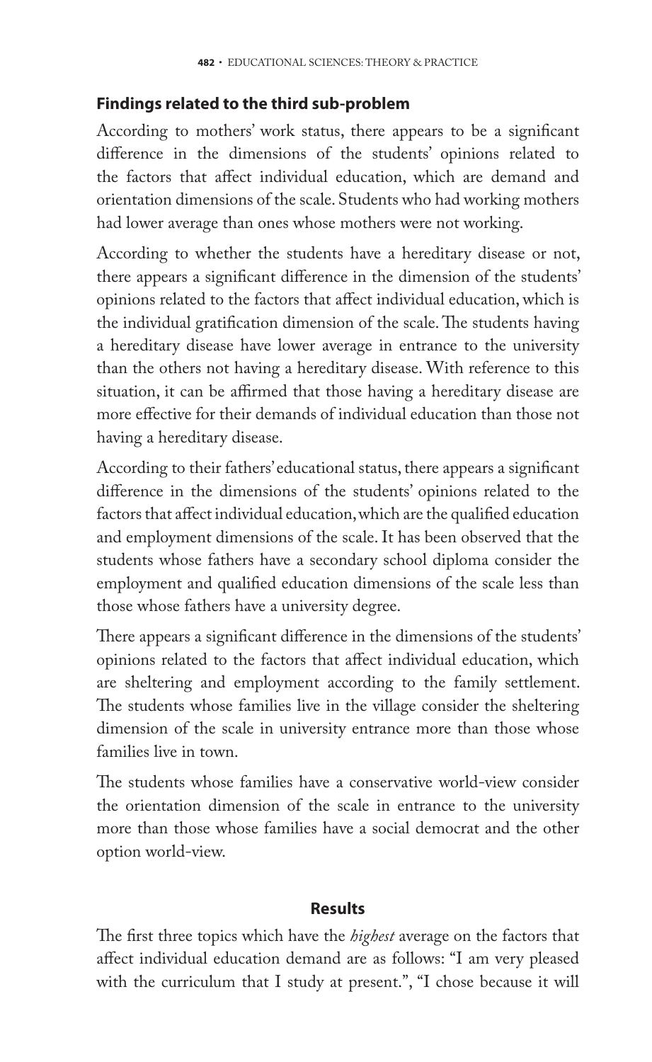### Findings related to the third sub-problem

According to mothers' work status, there appears to be a significant difference in the dimensions of the students' opinions related to the factors that affect individual education, which are demand and orientation dimensions of the scale. Students who had working mothers had lower average than ones whose mothers were not working.

According to whether the students have a hereditary disease or not, there appears a significant difference in the dimension of the students' opinions related to the factors that affect individual education, which is the individual gratification dimension of the scale. The students having a hereditary disease have lower average in entrance to the university than the others not having a hereditary disease. With reference to this situation, it can be affirmed that those having a hereditary disease are more effective for their demands of individual education than those not having a hereditary disease.

According to their fathers' educational status, there appears a significant difference in the dimensions of the students' opinions related to the factors that affect individual education, which are the qualified education and employment dimensions of the scale. It has been observed that the students whose fathers have a secondary school diploma consider the employment and qualified education dimensions of the scale less than those whose fathers have a university degree.

There appears a significant difference in the dimensions of the students' opinions related to the factors that affect individual education, which are sheltering and employment according to the family settlement. The students whose families live in the village consider the sheltering dimension of the scale in university entrance more than those whose families live in town.

The students whose families have a conservative world-view consider the orientation dimension of the scale in entrance to the university more than those whose families have a social democrat and the other option world-view.

## Results

The first three topics which have the *highest* average on the factors that affect individual education demand are as follows: "I am very pleased with the curriculum that I study at present.", "I chose because it will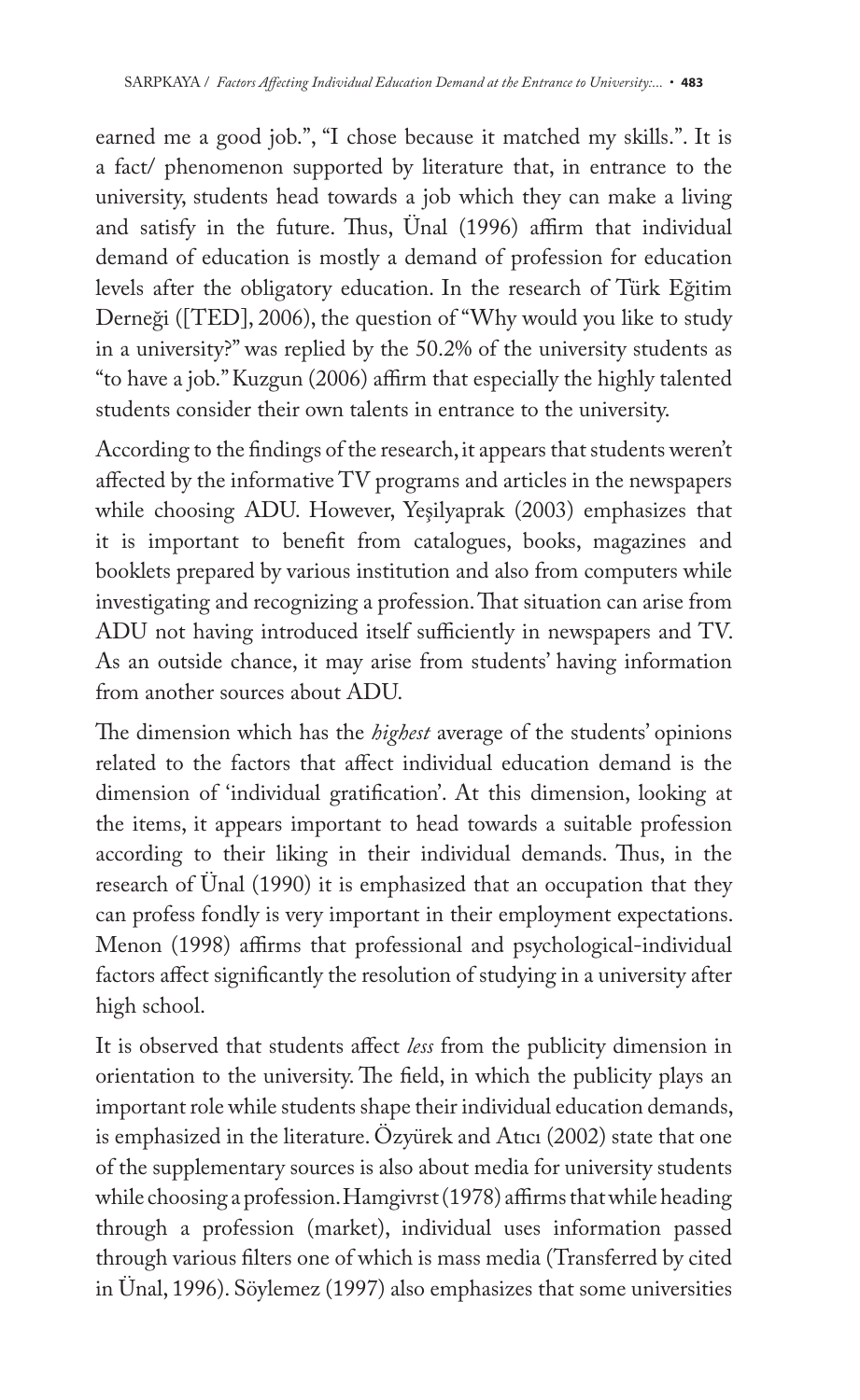earned me a good job.", "I chose because it matched my skills.". It is a fact/ phenomenon supported by literature that, in entrance to the university, students head towards a job which they can make a living and satisfy in the future. Thus, Ünal (1996) affirm that individual demand of education is mostly a demand of profession for education levels after the obligatory education. In the research of Türk Eğitim Derneği ([TED], 2006), the question of "Why would you like to study in a university?" was replied by the 50.2% of the university students as "to have a job." Kuzgun (2006) affirm that especially the highly talented students consider their own talents in entrance to the university.

According to the findings of the research, it appears that students weren't affected by the informative TV programs and articles in the newspapers while choosing ADU. However, Yeşilyaprak (2003) emphasizes that it is important to benefit from catalogues, books, magazines and booklets prepared by various institution and also from computers while investigating and recognizing a profession. That situation can arise from ADU not having introduced itself sufficiently in newspapers and TV. As an outside chance, it may arise from students' having information from another sources about ADU.

The dimension which has the *highest* average of the students' opinions related to the factors that affect individual education demand is the dimension of 'individual gratification'. At this dimension, looking at the items, it appears important to head towards a suitable profession according to their liking in their individual demands. Thus, in the research of Ünal (1990) it is emphasized that an occupation that they can profess fondly is very important in their employment expectations. Menon (1998) affirms that professional and psychological-individual factors affect significantly the resolution of studying in a university after high school.

It is observed that students affect *less* from the publicity dimension in orientation to the university. The field, in which the publicity plays an important role while students shape their individual education demands, is emphasized in the literature. Özyürek and Atıcı (2002) state that one of the supplementary sources is also about media for university students while choosing a profession. Hamgivrst (1978) affirms that while heading through a profession (market), individual uses information passed through various filters one of which is mass media (Transferred by cited in Ünal, 1996). Söylemez (1997) also emphasizes that some universities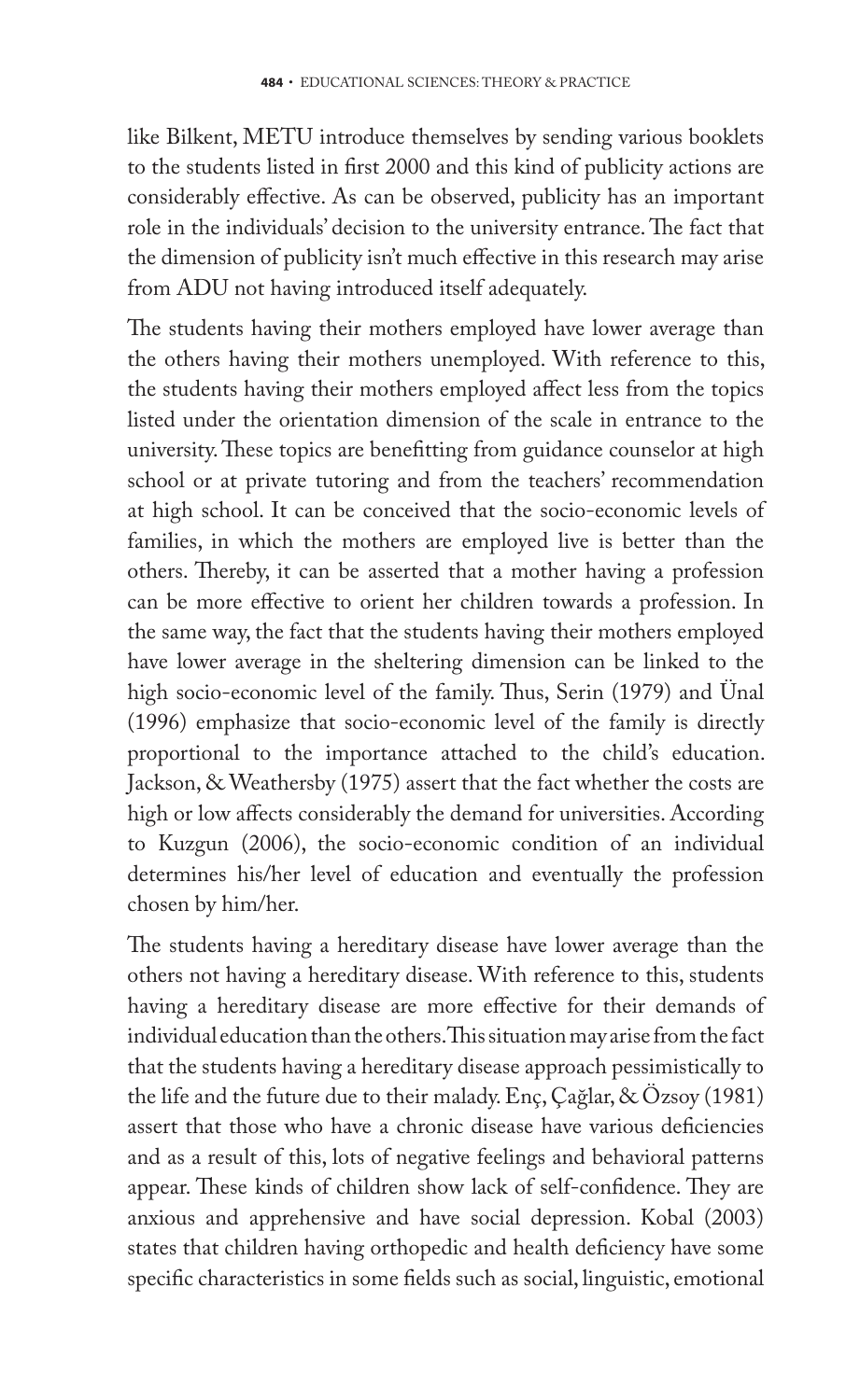like Bilkent, METU introduce themselves by sending various booklets to the students listed in first 2000 and this kind of publicity actions are considerably effective. As can be observed, publicity has an important role in the individuals' decision to the university entrance. The fact that the dimension of publicity isn't much effective in this research may arise from ADU not having introduced itself adequately.

The students having their mothers employed have lower average than the others having their mothers unemployed. With reference to this, the students having their mothers employed affect less from the topics listed under the orientation dimension of the scale in entrance to the university. These topics are benefitting from guidance counselor at high school or at private tutoring and from the teachers' recommendation at high school. It can be conceived that the socio-economic levels of families, in which the mothers are employed live is better than the others. Thereby, it can be asserted that a mother having a profession can be more effective to orient her children towards a profession. In the same way, the fact that the students having their mothers employed have lower average in the sheltering dimension can be linked to the high socio-economic level of the family. Thus, Serin (1979) and Ünal (1996) emphasize that socio-economic level of the family is directly proportional to the importance attached to the child's education. Jackson, & Weathersby (1975) assert that the fact whether the costs are high or low affects considerably the demand for universities. According to Kuzgun (2006), the socio-economic condition of an individual determines his/her level of education and eventually the profession chosen by him/her.

The students having a hereditary disease have lower average than the others not having a hereditary disease. With reference to this, students having a hereditary disease are more effective for their demands of individual education than the others. This situation may arise from the fact that the students having a hereditary disease approach pessimistically to the life and the future due to their malady. Enç, Çağlar, & Özsoy (1981) assert that those who have a chronic disease have various deficiencies and as a result of this, lots of negative feelings and behavioral patterns appear. These kinds of children show lack of self-confidence. They are anxious and apprehensive and have social depression. Kobal (2003) states that children having orthopedic and health deficiency have some specific characteristics in some fields such as social, linguistic, emotional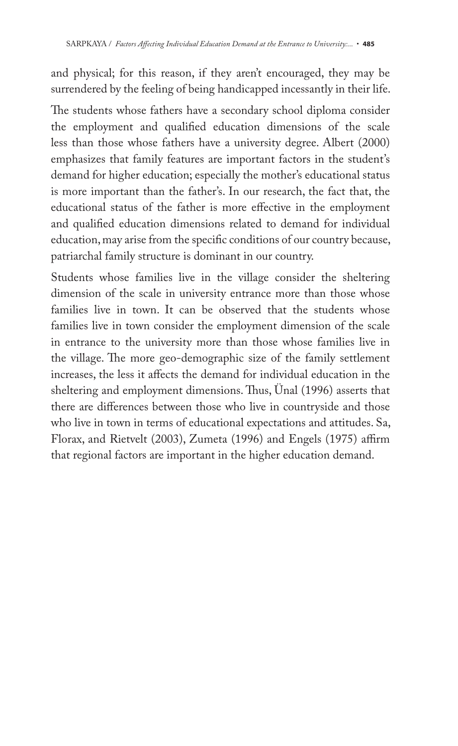and physical; for this reason, if they aren't encouraged, they may be surrendered by the feeling of being handicapped incessantly in their life.

The students whose fathers have a secondary school diploma consider the employment and qualified education dimensions of the scale less than those whose fathers have a university degree. Albert (2000) emphasizes that family features are important factors in the student's demand for higher education; especially the mother's educational status is more important than the father's. In our research, the fact that, the educational status of the father is more effective in the employment and qualified education dimensions related to demand for individual education, may arise from the specific conditions of our country because, patriarchal family structure is dominant in our country.

Students whose families live in the village consider the sheltering dimension of the scale in university entrance more than those whose families live in town. It can be observed that the students whose families live in town consider the employment dimension of the scale in entrance to the university more than those whose families live in the village. The more geo-demographic size of the family settlement increases, the less it affects the demand for individual education in the sheltering and employment dimensions. Thus, Ünal (1996) asserts that there are differences between those who live in countryside and those who live in town in terms of educational expectations and attitudes. Sa, Florax, and Rietvelt (2003), Zumeta (1996) and Engels (1975) affirm that regional factors are important in the higher education demand.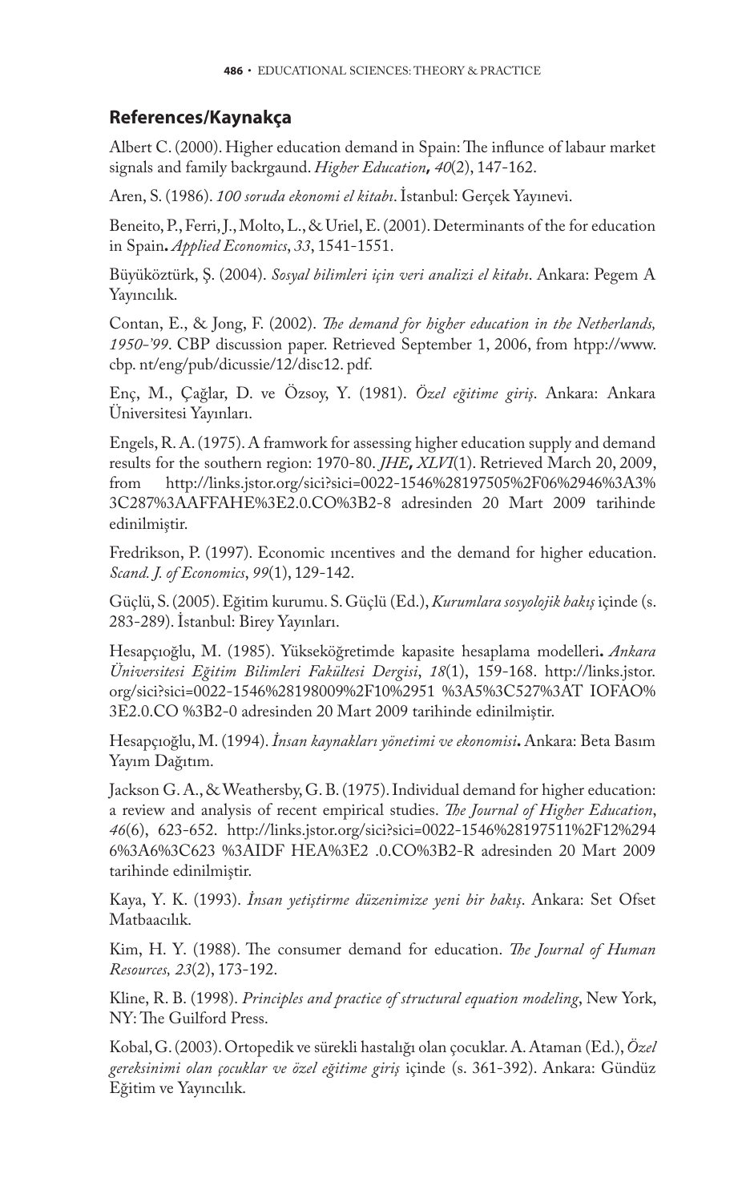## References/Kaynakça

Albert C. (2000). Higher education demand in Spain: The influnce of labaur market signals and family backrgaund. *Higher Education, 40*(2), 147-162.

Aren, S. (1986). *100 soruda ekonomi el kitabı*. İstanbul: Gerçek Yayınevi.

Beneito, P., Ferri, J., Molto, L., & Uriel, E. (2001). Determinants of the for education in Spain**.** *Applied Economics*, *33*, 1541-1551.

Büyüköztürk, Ş. (2004). *Sosyal bilimleri için veri analizi el kitabı*. Ankara: Pegem A Yayıncılık.

Contan, E., & Jong, F. (2002). *The demand for higher education in the Netherlands, 1950-'99*. CBP discussion paper. Retrieved September 1, 2006, from htpp://www.cbp. nt/eng/pub/dicussie/12/disc12. pdf.

Enç, M., Çağlar, D. ve Özsoy, Y. (1981). *Özel eğitime giriş*. Ankara: Ankara Üniversitesi Yayınları.

Engels, R. A. (1975). A framwork for assessing higher education supply and demand results for the southern region: 1970-80. *JHE, XLVI*(1). Retrieved March 20, 2009, from http://links.jstor.org/sici?sici=0022-1546%28197505%2F06%2946%3A3%3C287%3AAFFAHE%3E2.0.CO%3B2-8 adresinden 20 Mart 2009 tarihinde edinilmiştir.

Fredrikson, P. (1997). Economic ıncentives and the demand for higher education. *Scand. J. of Economics*, *99*(1), 129-142.

Güçlü, S. (2005). Eğitim kurumu. S. Güçlü (Ed.), *Kurumlara sosyolojik bakış* içinde (s. 283-289). İstanbul: Birey Yayınları.

Hesapçıoğlu, M. (1985). Yükseköğretimde kapasite hesaplama modelleri**.** *Ankara Üniversitesi Eğitim Bilimleri Fakültesi Dergisi*, *18*(1), 159-168. http://links.jstor.org/sici?sici=0022-1546%28198009%2F10%2951 %3A5%3C527%3AT IOFAO%3E2.0.CO %3B2-0 adresinden 20 Mart 2009 tarihinde edinilmiştir.

Hesapçıoğlu, M. (1994). *İnsan kaynakları yönetimi ve ekonomisi***.** Ankara: Beta Basım Yayım Dağıtım.

Jackson G. A., & Weathersby, G. B. (1975). Individual demand for higher education: a review and analysis of recent empirical studies. *The Journal of Higher Education*, *46*(6), 623-652. http://links.jstor.org/sici?sici=0022-1546%28197511%2F12%2946%3A6%3C623 %3AIDF HEA%3E2 .0.CO%3B2-R adresinden 20 Mart 2009 tarihinde edinilmiştir.

Kaya, Y. K. (1993). *İnsan yetiştirme düzenimize yeni bir bakış*. Ankara: Set Ofset Matbaacılık.

Kim, H. Y. (1988). The consumer demand for education. *The Journal of Human Resources, 23*(2), 173-192.

Kline, R. B. (1998). *Principles and practice of structural equation modeling*, New York, NY: The Guilford Press.

Kobal, G. (2003). Ortopedik ve sürekli hastalığı olan çocuklar. A. Ataman (Ed.), *Özel gereksinimi olan çocuklar ve özel eğitime giriş* içinde (s. 361-392). Ankara: Gündüz Eğitim ve Yayıncılık.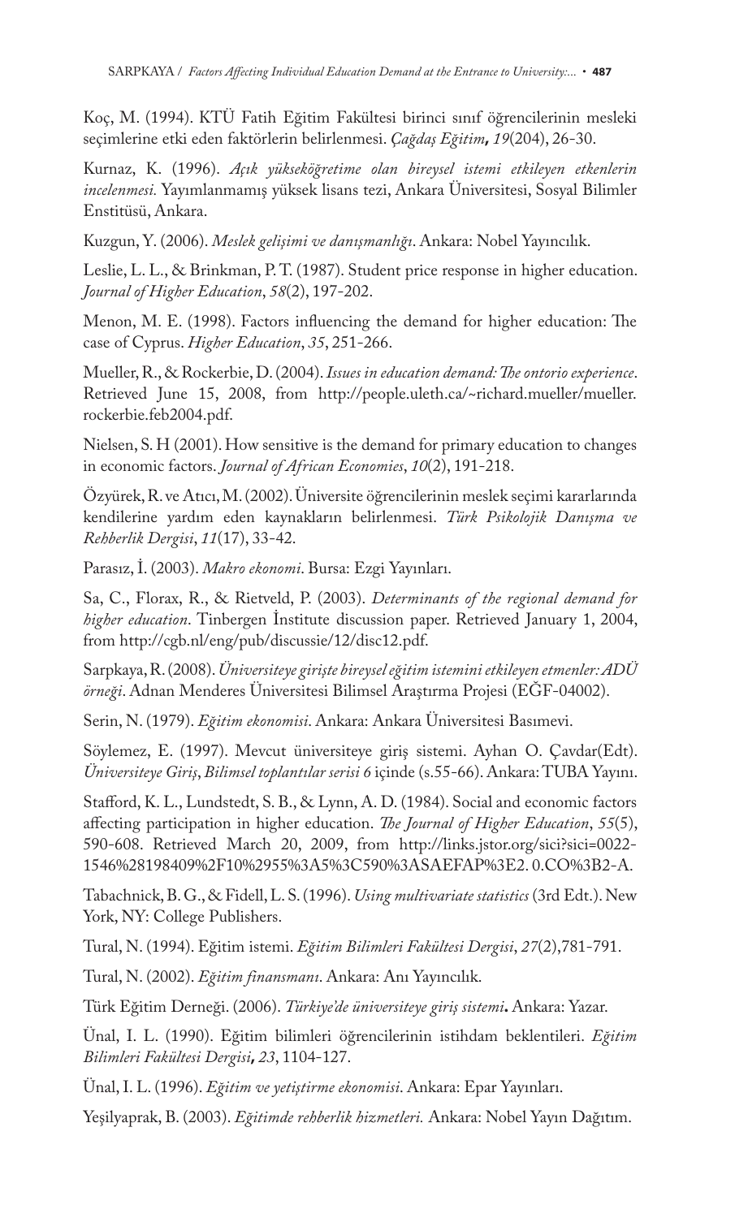Koç, M. (1994). KTÜ Fatih Eğitim Fakültesi birinci sınıf öğrencilerinin mesleki seçimlerine etki eden faktörlerin belirlenmesi. *Çağdaş Eğitim, 19*(204), 26-30.

Kurnaz, K. (1996). *Açık yükseköğretime olan bireysel istemi etkileyen etkenlerin incelenmesi.* Yayımlanmamış yüksek lisans tezi, Ankara Üniversitesi, Sosyal Bilimler Enstitüsü, Ankara.

Kuzgun, Y. (2006). *Meslek gelişimi ve danışmanlığı*. Ankara: Nobel Yayıncılık.

Leslie, L. L., & Brinkman, P. T. (1987). Student price response in higher education. *Journal of Higher Education*, *58*(2), 197-202.

Menon, M. E. (1998). Factors influencing the demand for higher education: The case of Cyprus. *Higher Education*, *35*, 251-266.

Mueller, R., & Rockerbie, D. (2004). *Issues in education demand: The ontorio experience*. Retrieved June 15, 2008, from http://people.uleth.ca/~richard.mueller/mueller.rockerbie.feb2004.pdf.

Nielsen, S. H (2001). How sensitive is the demand for primary education to changes in economic factors. *Journal of African Economies*, *10*(2), 191-218.

Özyürek, R. ve Atıcı, M. (2002). Üniversite öğrencilerinin meslek seçimi kararlarında kendilerine yardım eden kaynakların belirlenmesi. *Türk Psikolojik Danışma ve Rehberlik Dergisi*, *11*(17), 33-42.

Parasız, İ. (2003). *Makro ekonomi*. Bursa: Ezgi Yayınları.

Sa, C., Florax, R., & Rietveld, P. (2003). *Determinants of the regional demand for higher education*. Tinbergen İnstitute discussion paper. Retrieved January 1, 2004, from http://cgb.nl/eng/pub/discussie/12/disc12.pdf.

Sarpkaya, R. (2008). *Üniversiteye girişte bireysel eğitim istemini etkileyen etmenler: ADÜ örneği*. Adnan Menderes Üniversitesi Bilimsel Araştırma Projesi (EĞF-04002).

Serin, N. (1979). *Eğitim ekonomisi*. Ankara: Ankara Üniversitesi Basımevi.

Söylemez, E. (1997). Mevcut üniversiteye giriş sistemi. Ayhan O. Çavdar(Edt). *Üniversiteye Giriş*, *Bilimsel toplantılar serisi 6* içinde (s.55-66). Ankara: TUBA Yayını.

Stafford, K. L., Lundstedt, S. B., & Lynn, A. D. (1984). Social and economic factors affecting participation in higher education. *The Journal of Higher Education*, *55*(5), 590-608. Retrieved March 20, 2009, from http://links.jstor.org/sici?sici=0022-1546%28198409%2F10%2955%3A5%3C590%3ASAEFAP%3E2. 0.CO%3B2-A.

Tabachnick, B. G., & Fidell, L. S. (1996). *Using multivariate statistics* (3rd Edt.). New York, NY: College Publishers.

Tural, N. (1994). Eğitim istemi. *Eğitim Bilimleri Fakültesi Dergisi*, *27*(2),781-791.

Tural, N. (2002). *Eğitim finansmanı*. Ankara: Anı Yayıncılık.

Türk Eğitim Derneği. (2006). *Türkiye'de üniversiteye giriş sistemi***.** Ankara: Yazar.

Ünal, I. L. (1990). Eğitim bilimleri öğrencilerinin istihdam beklentileri. *Eğitim Bilimleri Fakültesi Dergisi, 23*, 1104-127.

Ünal, I. L. (1996). *Eğitim ve yetiştirme ekonomisi*. Ankara: Epar Yayınları.

Yeşilyaprak, B. (2003). *Eğitimde rehberlik hizmetleri.* Ankara: Nobel Yayın Dağıtım.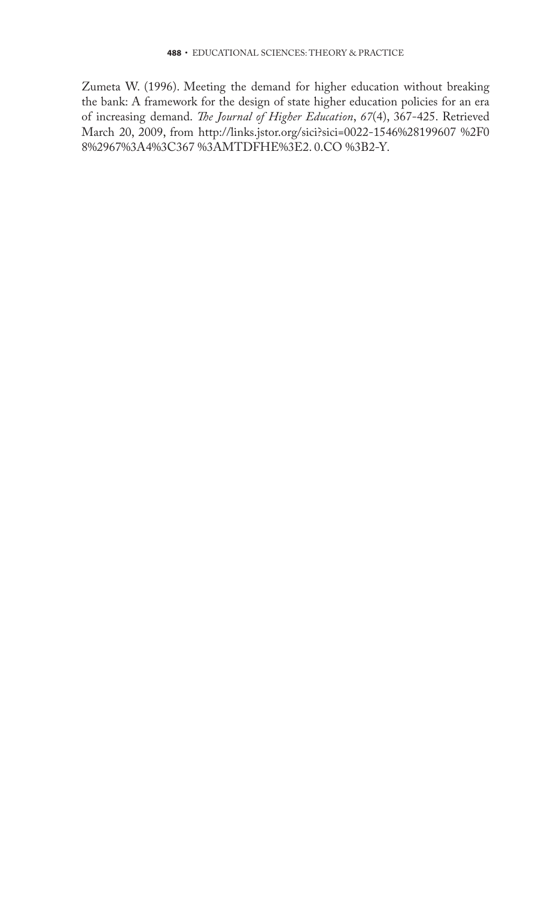Zumeta W. (1996). Meeting the demand for higher education without breaking the bank: A framework for the design of state higher education policies for an era of increasing demand. *The Journal of Higher Education*, *67*(4), 367-425. Retrieved March 20, 2009, from http://links.jstor.org/sici?sici=0022-1546%28199607 %2F0 8%2967%3A4%3C367 %3AMTDFHE%3E2. 0.CO %3B2-Y.